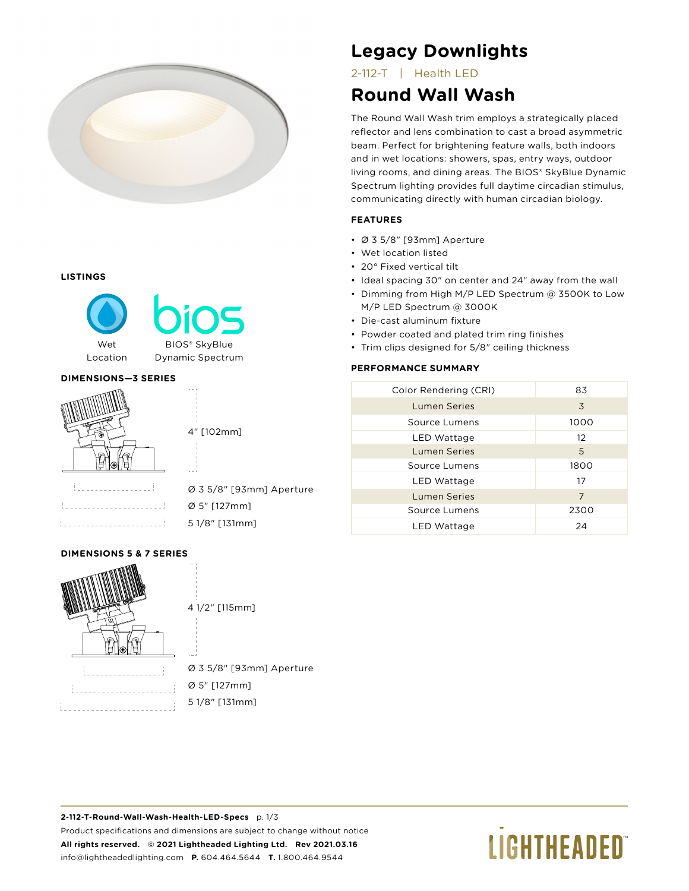# Legacy Downlights

2-112-T | Health LED

# Round Wall Wash

The Round Wall Wash trim employs a strategically placed reflector and lens combination to cast a broad asymmetric beam. Perfect for brightening feature walls, both indoors and in wet locations: showers, spas, entry ways, outdoor living rooms, and dining areas. The BIOS® SkyBlue Dynamic Spectrum lighting provides full daytime circadian stimulus, communicating directly with human circadian biology.

## FEATURES

- Ø 3 5/8" [93mm] Aperture
- Wet location listed
- 20° Fixed vertical tilt
- Ideal spacing 30" on center and 24" away from the wall
- Dimming from High M/P LED Spectrum @ 3500K to Low M/P LED Spectrum @ 3000K
- Die-cast aluminum fixture
- Powder coated and plated trim ring finishes
- Trim clips designed for 5/8" ceiling thickness

## PERFORMANCE SUMMARY

| | |
|---|---|
| Color Rendering (CRI) | 83 |
| Lumen Series | 3 |
| Source Lumens | 1000 |
| LED Wattage | 12 |
| Lumen Series | 5 |
| Source Lumens | 1800 |
| LED Wattage | 17 |
| Lumen Series | 7 |
| Source Lumens | 2300 |
| LED Wattage | 24 |

## LISTINGS

Wet Location

BIOS® SkyBlue Dynamic Spectrum

## DIMENSIONS—3 SERIES

4" [102mm]

Ø 3 5/8" [93mm] Aperture

Ø 5" [127mm]

5 1/8" [131mm]

## DIMENSIONS 5 & 7 SERIES

4 1/2" [115mm]

Ø 3 5/8" [93mm] Aperture

Ø 5" [127mm]

5 1/8" [131mm]

**2-112-T-Round-Wall-Wash-Health-LED-Specs** p. 1/3

Product specifications and dimensions are subject to change without notice

**All rights reserved. © 2021 Lightheaded Lighting Ltd. Rev 2021.03.16**

info@lightheadedlighting.com **P.** 604.464.5644 **T.** 1.800.464.9544

LIGHTHEADED™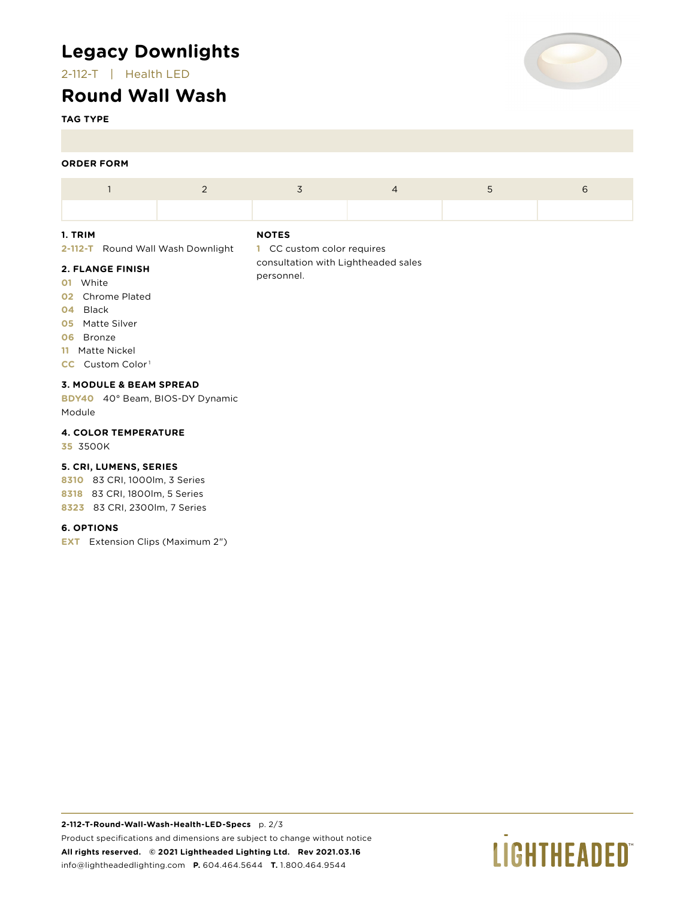# Legacy Downlights

2-112-T | Health LED

## Round Wall Wash

**TAG TYPE**

**ORDER FORM**

| 1 | 2 | 3 | 4 | 5 | 6 |
|---|---|---|---|---|---|
| | | | | | |

**1. TRIM**

**2-112-T** Round Wall Wash Downlight

**2. FLANGE FINISH**

**01** White
**02** Chrome Plated
**04** Black
**05** Matte Silver
**06** Bronze
**11** Matte Nickel
**CC** Custom Color [1]

**3. MODULE & BEAM SPREAD**

**BDY40** 40° Beam, BIOS-DY Dynamic Module

**4. COLOR TEMPERATURE**

**35** 3500K

**5. CRI, LUMENS, SERIES**

**8310** 83 CRI, 1000lm, 3 Series
**8318** 83 CRI, 1800lm, 5 Series
**8323** 83 CRI, 2300lm, 7 Series

**6. OPTIONS**

**EXT** Extension Clips (Maximum 2")

**NOTES**

**1** CC custom color requires consultation with Lightheaded sales personnel.

**2-112-T-Round-Wall-Wash-Health-LED-Specs** p. 2/3
Product specifications and dimensions are subject to change without notice
**All rights reserved. © 2021 Lightheaded Lighting Ltd. Rev 2021.03.16**
info@lightheadedlighting.com **P.** 604.464.5644 **T.** 1.800.464.9544

LIGHTHEADED™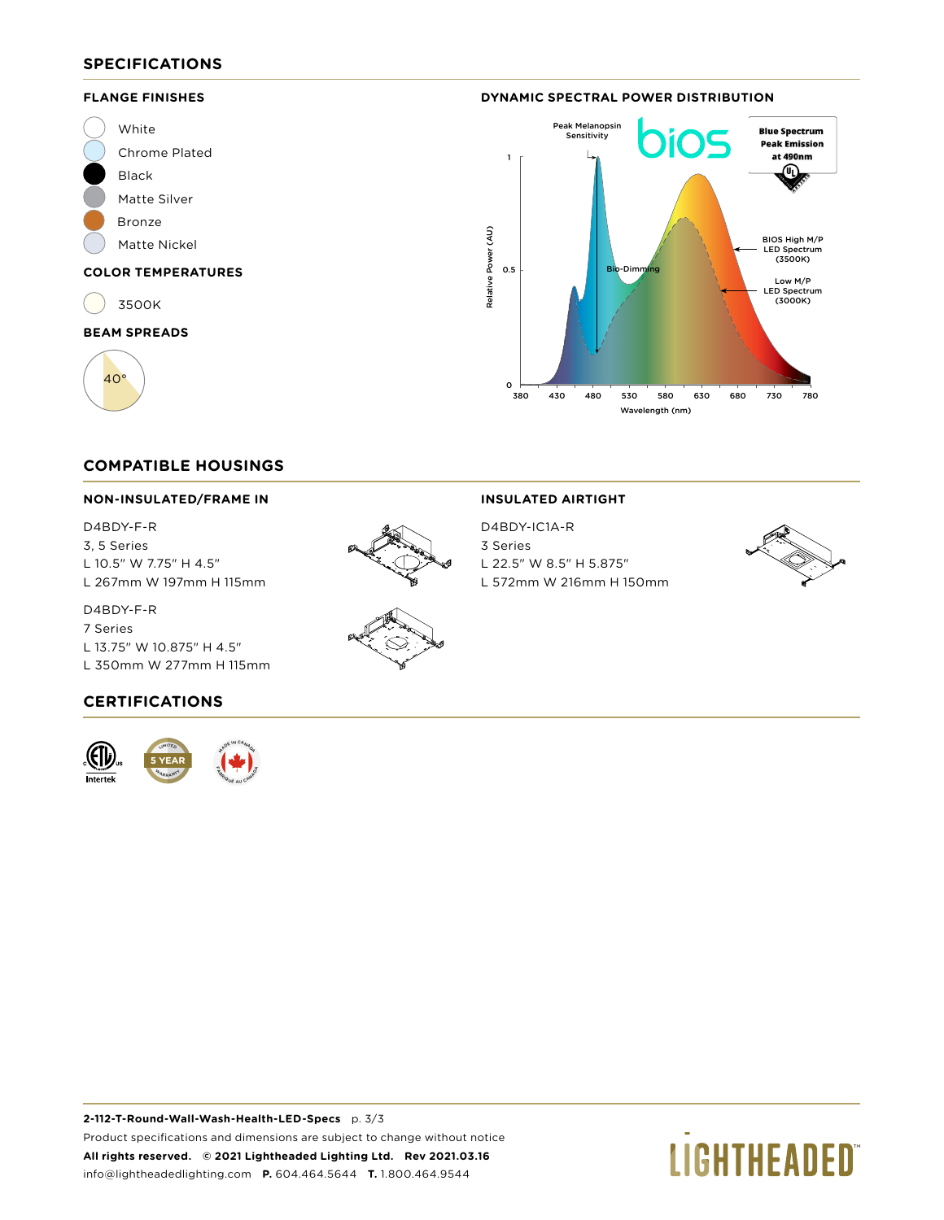## SPECIFICATIONS

### FLANGE FINISHES

- White
- Chrome Plated
- Black
- Matte Silver
- Bronze
- Matte Nickel

### COLOR TEMPERATURES

- 3500K

### BEAM SPREADS

40°

### DYNAMIC SPECTRAL POWER DISTRIBUTION

Peak Melanopsin Sensitivity

bios

Blue Spectrum Peak Emission at 490nm

Bio-Dimming

BIOS High M/P LED Spectrum (3500K)

Low M/P LED Spectrum (3000K)

Relative Power (AU)

1
0.5
0

380 430 480 530 580 630 680 730 780

Wavelength (nm)

## COMPATIBLE HOUSINGS

### NON-INSULATED/FRAME IN

D4BDY-F-R
3, 5 Series
L 10.5" W 7.75" H 4.5"
L 267mm W 197mm H 115mm

D4BDY-F-R
7 Series
L 13.75" W 10.875" H 4.5"
L 350mm W 277mm H 115mm

### INSULATED AIRTIGHT

D4BDY-IC1A-R
3 Series
L 22.5" W 8.5" H 5.875"
L 572mm W 216mm H 150mm

## CERTIFICATIONS

Intertek

LIMITED 5 YEAR WARRANTY

MADE IN CANADA FABRIQUÉ AU CANADA

**2-112-T-Round-Wall-Wash-Health-LED-Specs**

Product specifications and dimensions are subject to change without notice

**All rights reserved. © 2021 Lightheaded Lighting Ltd. Rev 2021.03.16**

info@lightheadedlighting.com **P.** 604.464.5644 **T.** 1.800.464.9544

LIGHTHEADED™